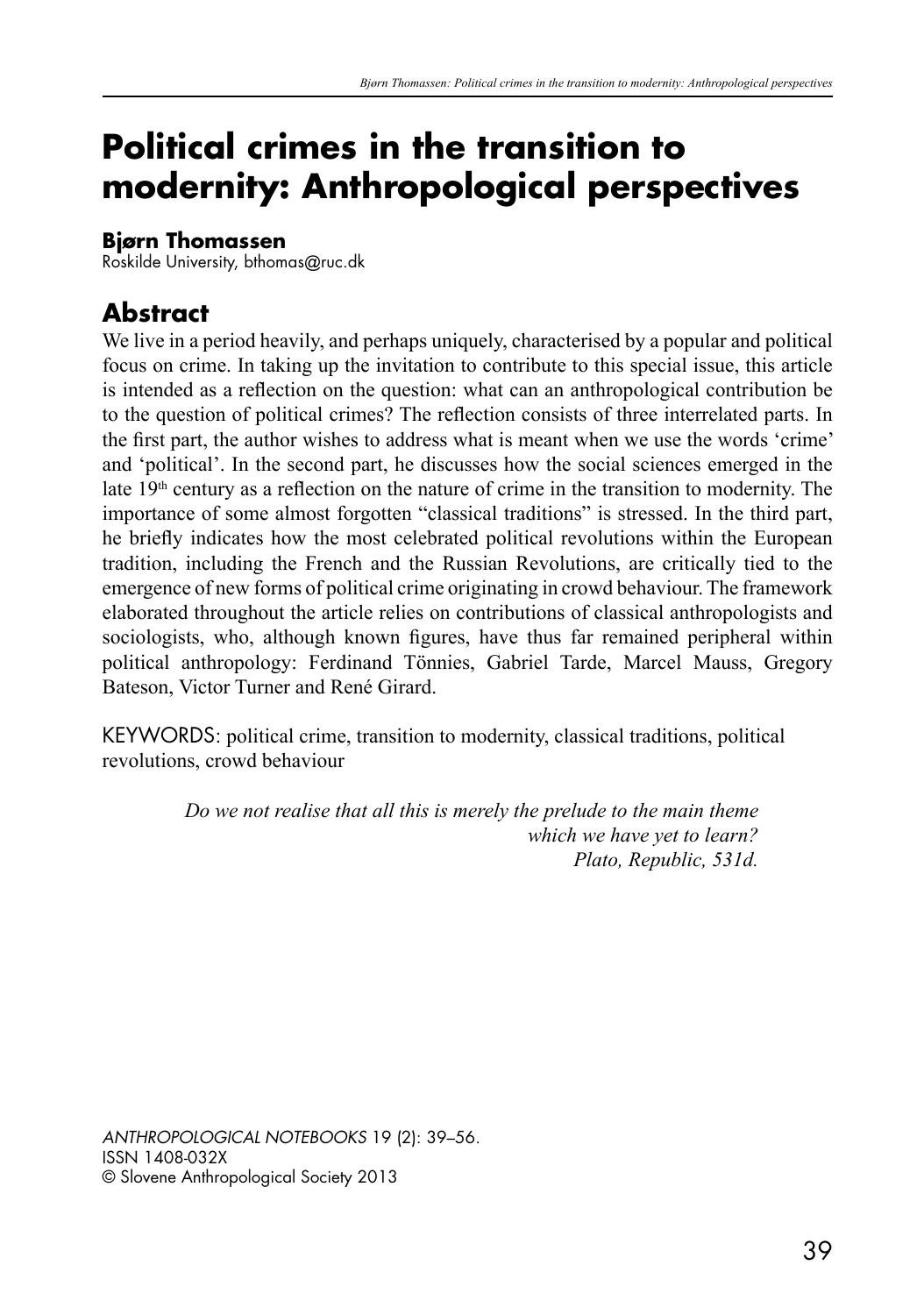# Political crimes in the transition to modernity: Anthropological perspectives

**Bjørn Thomassen**
Roskilde University, bthomas@ruc.dk

## Abstract

We live in a period heavily, and perhaps uniquely, characterised by a popular and political focus on crime. In taking up the invitation to contribute to this special issue, this article is intended as a reflection on the question: what can an anthropological contribution be to the question of political crimes? The reflection consists of three interrelated parts. In the first part, the author wishes to address what is meant when we use the words 'crime' and 'political'. In the second part, he discusses how the social sciences emerged in the late 19th century as a reflection on the nature of crime in the transition to modernity. The importance of some almost forgotten "classical traditions" is stressed. In the third part, he briefly indicates how the most celebrated political revolutions within the European tradition, including the French and the Russian Revolutions, are critically tied to the emergence of new forms of political crime originating in crowd behaviour. The framework elaborated throughout the article relies on contributions of classical anthropologists and sociologists, who, although known figures, have thus far remained peripheral within political anthropology: Ferdinand Tönnies, Gabriel Tarde, Marcel Mauss, Gregory Bateson, Victor Turner and René Girard.

KEYWORDS: political crime, transition to modernity, classical traditions, political revolutions, crowd behaviour

> *Do we not realise that all this is merely the prelude to the main theme which we have yet to learn?*
> *Plato, Republic, 531d.*

*ANTHROPOLOGICAL NOTEBOOKS* 19 (2): 39–56.
ISSN 1408-032X
© Slovene Anthropological Society 2013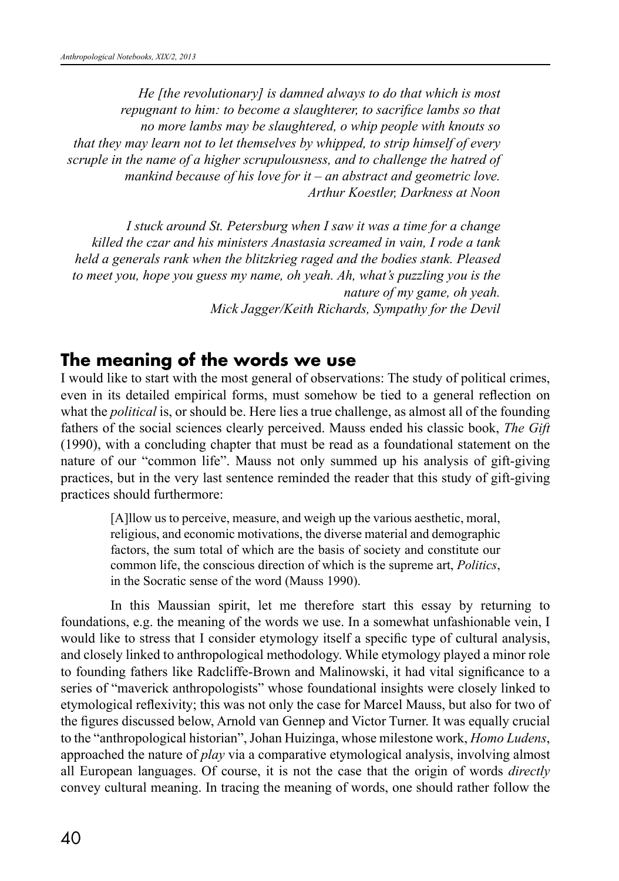*He [the revolutionary] is damned always to do that which is most repugnant to him: to become a slaughterer, to sacrifice lambs so that no more lambs may be slaughtered, o whip people with knouts so that they may learn not to let themselves by whipped, to strip himself of every scruple in the name of a higher scrupulousness, and to challenge the hatred of mankind because of his love for it – an abstract and geometric love.*
*Arthur Koestler, Darkness at Noon*

*I stuck around St. Petersburg when I saw it was a time for a change killed the czar and his ministers Anastasia screamed in vain, I rode a tank held a generals rank when the blitzkrieg raged and the bodies stank. Pleased to meet you, hope you guess my name, oh yeah. Ah, what's puzzling you is the nature of my game, oh yeah.*
*Mick Jagger/Keith Richards, Sympathy for the Devil*

## The meaning of the words we use

I would like to start with the most general of observations: The study of political crimes, even in its detailed empirical forms, must somehow be tied to a general reflection on what the *political* is, or should be. Here lies a true challenge, as almost all of the founding fathers of the social sciences clearly perceived. Mauss ended his classic book, *The Gift* (1990), with a concluding chapter that must be read as a foundational statement on the nature of our "common life". Mauss not only summed up his analysis of gift-giving practices, but in the very last sentence reminded the reader that this study of gift-giving practices should furthermore:

> [A]llow us to perceive, measure, and weigh up the various aesthetic, moral, religious, and economic motivations, the diverse material and demographic factors, the sum total of which are the basis of society and constitute our common life, the conscious direction of which is the supreme art, *Politics*, in the Socratic sense of the word (Mauss 1990).

In this Maussian spirit, let me therefore start this essay by returning to foundations, e.g. the meaning of the words we use. In a somewhat unfashionable vein, I would like to stress that I consider etymology itself a specific type of cultural analysis, and closely linked to anthropological methodology. While etymology played a minor role to founding fathers like Radcliffe-Brown and Malinowski, it had vital significance to a series of "maverick anthropologists" whose foundational insights were closely linked to etymological reflexivity; this was not only the case for Marcel Mauss, but also for two of the figures discussed below, Arnold van Gennep and Victor Turner. It was equally crucial to the "anthropological historian", Johan Huizinga, whose milestone work, *Homo Ludens*, approached the nature of *play* via a comparative etymological analysis, involving almost all European languages. Of course, it is not the case that the origin of words *directly* convey cultural meaning. In tracing the meaning of words, one should rather follow the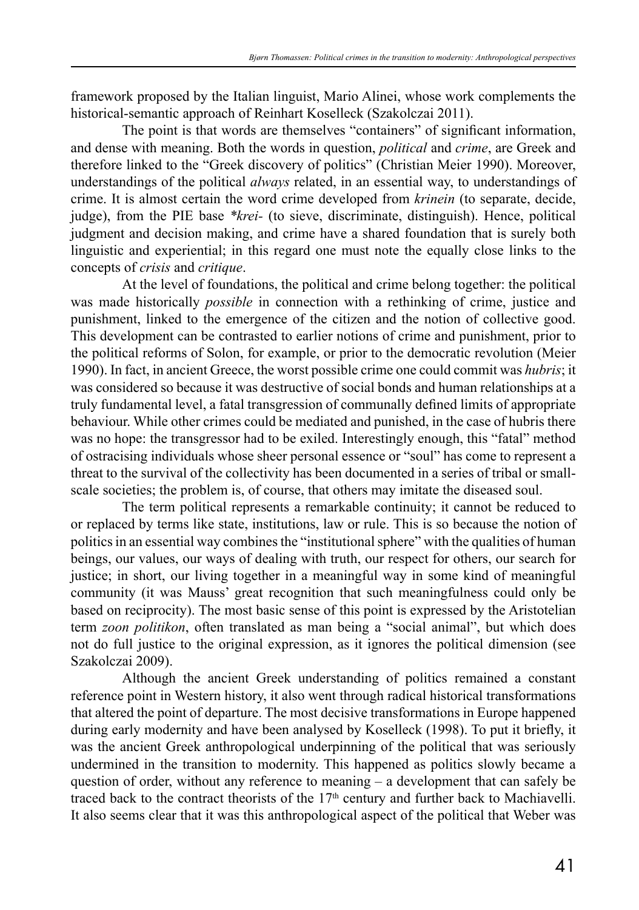framework proposed by the Italian linguist, Mario Alinei, whose work complements the historical-semantic approach of Reinhart Koselleck (Szakolczai 2011).

The point is that words are themselves "containers" of significant information, and dense with meaning. Both the words in question, *political* and *crime*, are Greek and therefore linked to the "Greek discovery of politics" (Christian Meier 1990). Moreover, understandings of the political *always* related, in an essential way, to understandings of crime. It is almost certain the word crime developed from *krinein* (to separate, decide, judge), from the PIE base *\*krei-* (to sieve, discriminate, distinguish). Hence, political judgment and decision making, and crime have a shared foundation that is surely both linguistic and experiential; in this regard one must note the equally close links to the concepts of *crisis* and *critique*.

At the level of foundations, the political and crime belong together: the political was made historically *possible* in connection with a rethinking of crime, justice and punishment, linked to the emergence of the citizen and the notion of collective good. This development can be contrasted to earlier notions of crime and punishment, prior to the political reforms of Solon, for example, or prior to the democratic revolution (Meier 1990). In fact, in ancient Greece, the worst possible crime one could commit was *hubris*; it was considered so because it was destructive of social bonds and human relationships at a truly fundamental level, a fatal transgression of communally defined limits of appropriate behaviour. While other crimes could be mediated and punished, in the case of hubris there was no hope: the transgressor had to be exiled. Interestingly enough, this "fatal" method of ostracising individuals whose sheer personal essence or "soul" has come to represent a threat to the survival of the collectivity has been documented in a series of tribal or small-scale societies; the problem is, of course, that others may imitate the diseased soul.

The term political represents a remarkable continuity; it cannot be reduced to or replaced by terms like state, institutions, law or rule. This is so because the notion of politics in an essential way combines the "institutional sphere" with the qualities of human beings, our values, our ways of dealing with truth, our respect for others, our search for justice; in short, our living together in a meaningful way in some kind of meaningful community (it was Mauss' great recognition that such meaningfulness could only be based on reciprocity). The most basic sense of this point is expressed by the Aristotelian term *zoon politikon*, often translated as man being a "social animal", but which does not do full justice to the original expression, as it ignores the political dimension (see Szakolczai 2009).

Although the ancient Greek understanding of politics remained a constant reference point in Western history, it also went through radical historical transformations that altered the point of departure. The most decisive transformations in Europe happened during early modernity and have been analysed by Koselleck (1998). To put it briefly, it was the ancient Greek anthropological underpinning of the political that was seriously undermined in the transition to modernity. This happened as politics slowly became a question of order, without any reference to meaning – a development that can safely be traced back to the contract theorists of the 17th century and further back to Machiavelli. It also seems clear that it was this anthropological aspect of the political that Weber was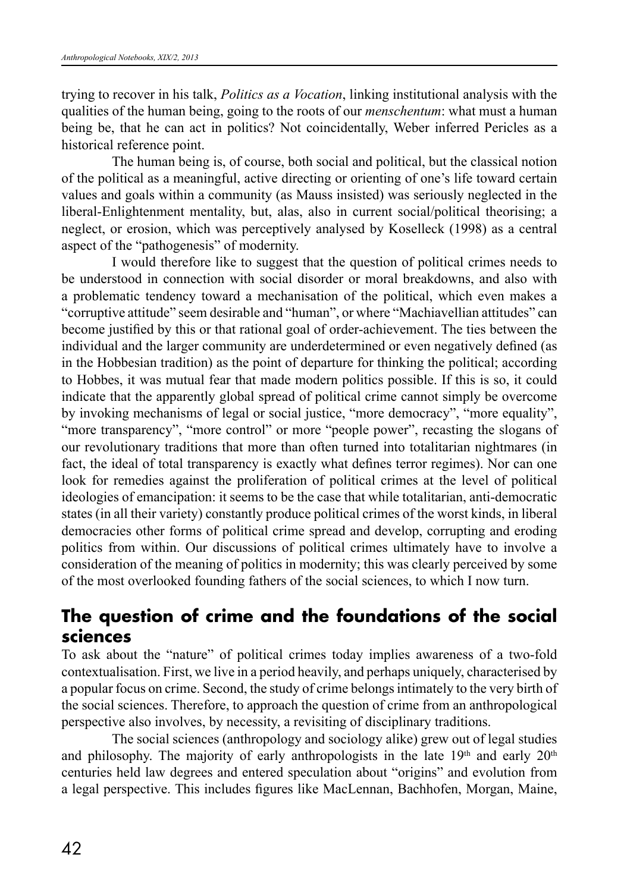trying to recover in his talk, *Politics as a Vocation*, linking institutional analysis with the qualities of the human being, going to the roots of our *menschentum*: what must a human being be, that he can act in politics? Not coincidentally, Weber inferred Pericles as a historical reference point.

The human being is, of course, both social and political, but the classical notion of the political as a meaningful, active directing or orienting of one's life toward certain values and goals within a community (as Mauss insisted) was seriously neglected in the liberal-Enlightenment mentality, but, alas, also in current social/political theorising; a neglect, or erosion, which was perceptively analysed by Koselleck (1998) as a central aspect of the "pathogenesis" of modernity.

I would therefore like to suggest that the question of political crimes needs to be understood in connection with social disorder or moral breakdowns, and also with a problematic tendency toward a mechanisation of the political, which even makes a "corruptive attitude" seem desirable and "human", or where "Machiavellian attitudes" can become justified by this or that rational goal of order-achievement. The ties between the individual and the larger community are underdetermined or even negatively defined (as in the Hobbesian tradition) as the point of departure for thinking the political; according to Hobbes, it was mutual fear that made modern politics possible. If this is so, it could indicate that the apparently global spread of political crime cannot simply be overcome by invoking mechanisms of legal or social justice, "more democracy", "more equality", "more transparency", "more control" or more "people power", recasting the slogans of our revolutionary traditions that more than often turned into totalitarian nightmares (in fact, the ideal of total transparency is exactly what defines terror regimes). Nor can one look for remedies against the proliferation of political crimes at the level of political ideologies of emancipation: it seems to be the case that while totalitarian, anti-democratic states (in all their variety) constantly produce political crimes of the worst kinds, in liberal democracies other forms of political crime spread and develop, corrupting and eroding politics from within. Our discussions of political crimes ultimately have to involve a consideration of the meaning of politics in modernity; this was clearly perceived by some of the most overlooked founding fathers of the social sciences, to which I now turn.

## The question of crime and the foundations of the social sciences

To ask about the "nature" of political crimes today implies awareness of a two-fold contextualisation. First, we live in a period heavily, and perhaps uniquely, characterised by a popular focus on crime. Second, the study of crime belongs intimately to the very birth of the social sciences. Therefore, to approach the question of crime from an anthropological perspective also involves, by necessity, a revisiting of disciplinary traditions.

The social sciences (anthropology and sociology alike) grew out of legal studies and philosophy. The majority of early anthropologists in the late 19th and early 20th centuries held law degrees and entered speculation about "origins" and evolution from a legal perspective. This includes figures like MacLennan, Bachhofen, Morgan, Maine,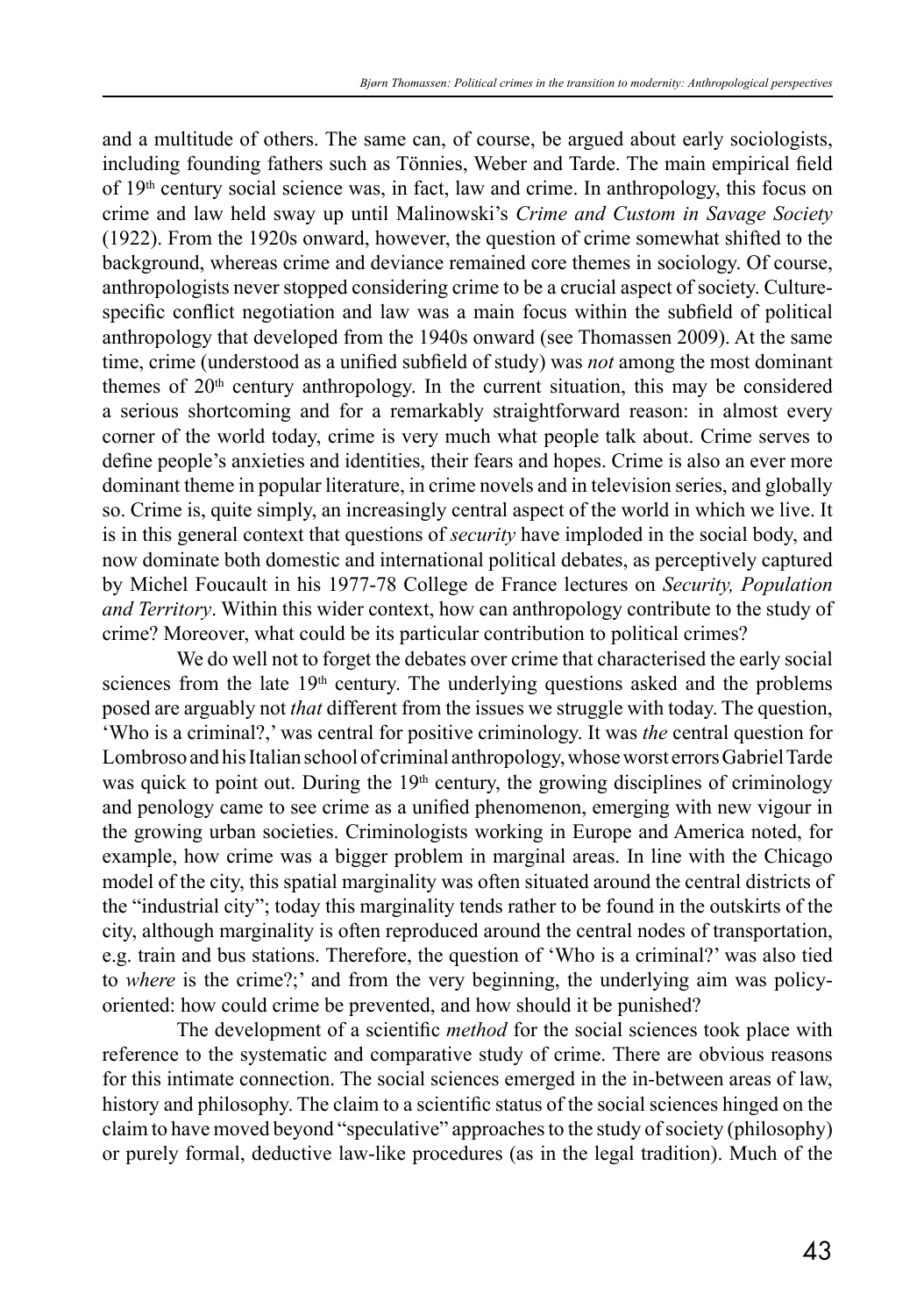and a multitude of others. The same can, of course, be argued about early sociologists, including founding fathers such as Tönnies, Weber and Tarde. The main empirical field of 19th century social science was, in fact, law and crime. In anthropology, this focus on crime and law held sway up until Malinowski's *Crime and Custom in Savage Society* (1922). From the 1920s onward, however, the question of crime somewhat shifted to the background, whereas crime and deviance remained core themes in sociology. Of course, anthropologists never stopped considering crime to be a crucial aspect of society. Culture-specific conflict negotiation and law was a main focus within the subfield of political anthropology that developed from the 1940s onward (see Thomassen 2009). At the same time, crime (understood as a unified subfield of study) was *not* among the most dominant themes of 20th century anthropology. In the current situation, this may be considered a serious shortcoming and for a remarkably straightforward reason: in almost every corner of the world today, crime is very much what people talk about. Crime serves to define people's anxieties and identities, their fears and hopes. Crime is also an ever more dominant theme in popular literature, in crime novels and in television series, and globally so. Crime is, quite simply, an increasingly central aspect of the world in which we live. It is in this general context that questions of *security* have imploded in the social body, and now dominate both domestic and international political debates, as perceptively captured by Michel Foucault in his 1977-78 College de France lectures on *Security, Population and Territory*. Within this wider context, how can anthropology contribute to the study of crime? Moreover, what could be its particular contribution to political crimes?

We do well not to forget the debates over crime that characterised the early social sciences from the late 19th century. The underlying questions asked and the problems posed are arguably not *that* different from the issues we struggle with today. The question, 'Who is a criminal?,' was central for positive criminology. It was *the* central question for Lombroso and his Italian school of criminal anthropology, whose worst errors Gabriel Tarde was quick to point out. During the 19th century, the growing disciplines of criminology and penology came to see crime as a unified phenomenon, emerging with new vigour in the growing urban societies. Criminologists working in Europe and America noted, for example, how crime was a bigger problem in marginal areas. In line with the Chicago model of the city, this spatial marginality was often situated around the central districts of the "industrial city"; today this marginality tends rather to be found in the outskirts of the city, although marginality is often reproduced around the central nodes of transportation, e.g. train and bus stations. Therefore, the question of 'Who is a criminal?' was also tied to *where* is the crime?;' and from the very beginning, the underlying aim was policy-oriented: how could crime be prevented, and how should it be punished?

The development of a scientific *method* for the social sciences took place with reference to the systematic and comparative study of crime. There are obvious reasons for this intimate connection. The social sciences emerged in the in-between areas of law, history and philosophy. The claim to a scientific status of the social sciences hinged on the claim to have moved beyond "speculative" approaches to the study of society (philosophy) or purely formal, deductive law-like procedures (as in the legal tradition). Much of the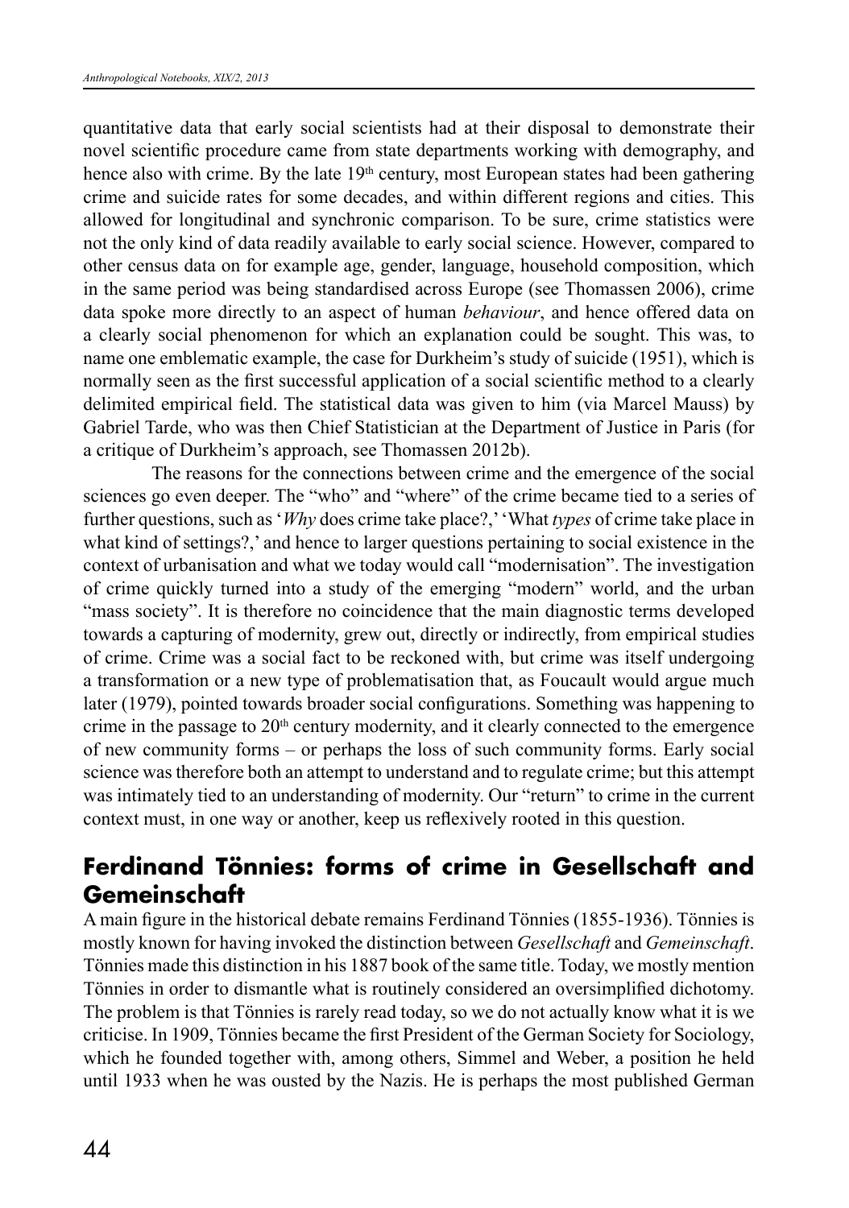quantitative data that early social scientists had at their disposal to demonstrate their novel scientific procedure came from state departments working with demography, and hence also with crime. By the late 19th century, most European states had been gathering crime and suicide rates for some decades, and within different regions and cities. This allowed for longitudinal and synchronic comparison. To be sure, crime statistics were not the only kind of data readily available to early social science. However, compared to other census data on for example age, gender, language, household composition, which in the same period was being standardised across Europe (see Thomassen 2006), crime data spoke more directly to an aspect of human *behaviour*, and hence offered data on a clearly social phenomenon for which an explanation could be sought. This was, to name one emblematic example, the case for Durkheim's study of suicide (1951), which is normally seen as the first successful application of a social scientific method to a clearly delimited empirical field. The statistical data was given to him (via Marcel Mauss) by Gabriel Tarde, who was then Chief Statistician at the Department of Justice in Paris (for a critique of Durkheim's approach, see Thomassen 2012b).

The reasons for the connections between crime and the emergence of the social sciences go even deeper. The "who" and "where" of the crime became tied to a series of further questions, such as '*Why* does crime take place?,' 'What *types* of crime take place in what kind of settings?,' and hence to larger questions pertaining to social existence in the context of urbanisation and what we today would call "modernisation". The investigation of crime quickly turned into a study of the emerging "modern" world, and the urban "mass society". It is therefore no coincidence that the main diagnostic terms developed towards a capturing of modernity, grew out, directly or indirectly, from empirical studies of crime. Crime was a social fact to be reckoned with, but crime was itself undergoing a transformation or a new type of problematisation that, as Foucault would argue much later (1979), pointed towards broader social configurations. Something was happening to crime in the passage to 20th century modernity, and it clearly connected to the emergence of new community forms – or perhaps the loss of such community forms. Early social science was therefore both an attempt to understand and to regulate crime; but this attempt was intimately tied to an understanding of modernity. Our "return" to crime in the current context must, in one way or another, keep us reflexively rooted in this question.

## Ferdinand Tönnies: forms of crime in Gesellschaft and Gemeinschaft

A main figure in the historical debate remains Ferdinand Tönnies (1855-1936). Tönnies is mostly known for having invoked the distinction between *Gesellschaft* and *Gemeinschaft*. Tönnies made this distinction in his 1887 book of the same title. Today, we mostly mention Tönnies in order to dismantle what is routinely considered an oversimplified dichotomy. The problem is that Tönnies is rarely read today, so we do not actually know what it is we criticise. In 1909, Tönnies became the first President of the German Society for Sociology, which he founded together with, among others, Simmel and Weber, a position he held until 1933 when he was ousted by the Nazis. He is perhaps the most published German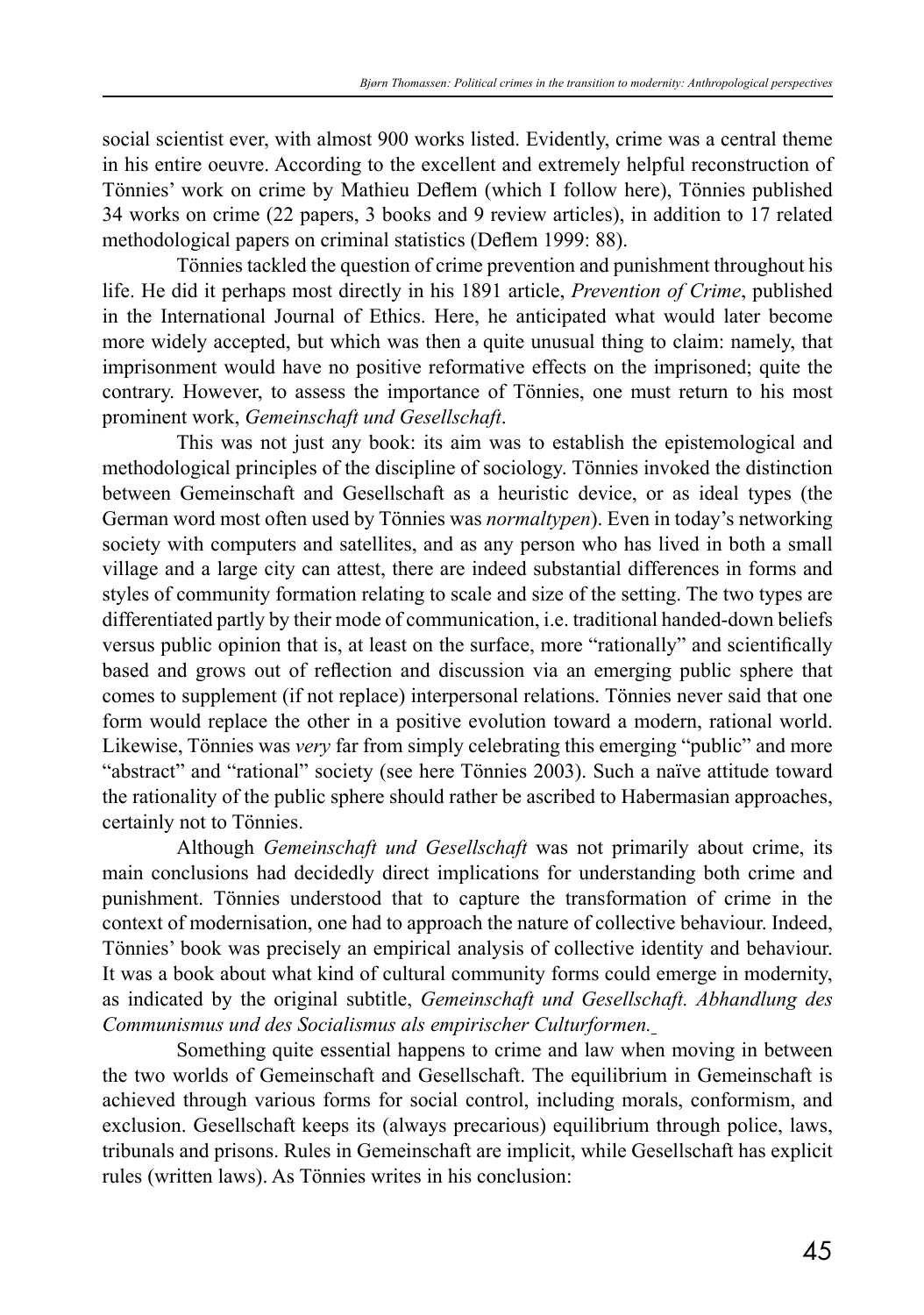social scientist ever, with almost 900 works listed. Evidently, crime was a central theme in his entire oeuvre. According to the excellent and extremely helpful reconstruction of Tönnies' work on crime by Mathieu Deflem (which I follow here), Tönnies published 34 works on crime (22 papers, 3 books and 9 review articles), in addition to 17 related methodological papers on criminal statistics (Deflem 1999: 88).

Tönnies tackled the question of crime prevention and punishment throughout his life. He did it perhaps most directly in his 1891 article, *Prevention of Crime*, published in the International Journal of Ethics. Here, he anticipated what would later become more widely accepted, but which was then a quite unusual thing to claim: namely, that imprisonment would have no positive reformative effects on the imprisoned; quite the contrary. However, to assess the importance of Tönnies, one must return to his most prominent work, *Gemeinschaft und Gesellschaft*.

This was not just any book: its aim was to establish the epistemological and methodological principles of the discipline of sociology. Tönnies invoked the distinction between Gemeinschaft and Gesellschaft as a heuristic device, or as ideal types (the German word most often used by Tönnies was *normaltypen*). Even in today's networking society with computers and satellites, and as any person who has lived in both a small village and a large city can attest, there are indeed substantial differences in forms and styles of community formation relating to scale and size of the setting. The two types are differentiated partly by their mode of communication, i.e. traditional handed-down beliefs versus public opinion that is, at least on the surface, more "rationally" and scientifically based and grows out of reflection and discussion via an emerging public sphere that comes to supplement (if not replace) interpersonal relations. Tönnies never said that one form would replace the other in a positive evolution toward a modern, rational world. Likewise, Tönnies was *very* far from simply celebrating this emerging "public" and more "abstract" and "rational" society (see here Tönnies 2003). Such a naïve attitude toward the rationality of the public sphere should rather be ascribed to Habermasian approaches, certainly not to Tönnies.

Although *Gemeinschaft und Gesellschaft* was not primarily about crime, its main conclusions had decidedly direct implications for understanding both crime and punishment. Tönnies understood that to capture the transformation of crime in the context of modernisation, one had to approach the nature of collective behaviour. Indeed, Tönnies' book was precisely an empirical analysis of collective identity and behaviour. It was a book about what kind of cultural community forms could emerge in modernity, as indicated by the original subtitle, *Gemeinschaft und Gesellschaft. Abhandlung des Communismus und des Socialismus als empirischer Culturformen.*

Something quite essential happens to crime and law when moving in between the two worlds of Gemeinschaft and Gesellschaft. The equilibrium in Gemeinschaft is achieved through various forms for social control, including morals, conformism, and exclusion. Gesellschaft keeps its (always precarious) equilibrium through police, laws, tribunals and prisons. Rules in Gemeinschaft are implicit, while Gesellschaft has explicit rules (written laws). As Tönnies writes in his conclusion: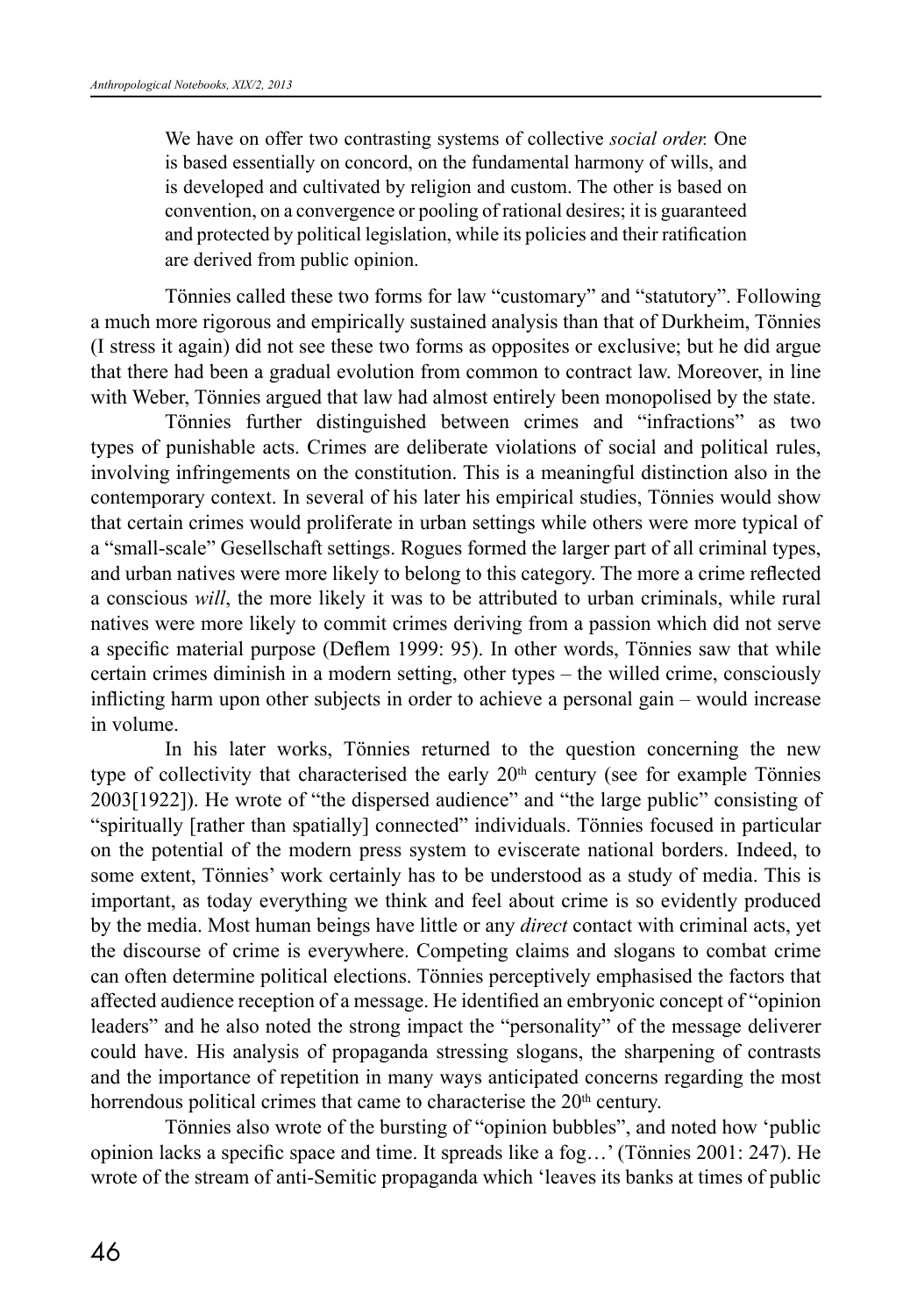> We have on offer two contrasting systems of collective *social order.* One is based essentially on concord, on the fundamental harmony of wills, and is developed and cultivated by religion and custom. The other is based on convention, on a convergence or pooling of rational desires; it is guaranteed and protected by political legislation, while its policies and their ratification are derived from public opinion.

Tönnies called these two forms for law "customary" and "statutory". Following a much more rigorous and empirically sustained analysis than that of Durkheim, Tönnies (I stress it again) did not see these two forms as opposites or exclusive; but he did argue that there had been a gradual evolution from common to contract law. Moreover, in line with Weber, Tönnies argued that law had almost entirely been monopolised by the state.

Tönnies further distinguished between crimes and "infractions" as two types of punishable acts. Crimes are deliberate violations of social and political rules, involving infringements on the constitution. This is a meaningful distinction also in the contemporary context. In several of his later his empirical studies, Tönnies would show that certain crimes would proliferate in urban settings while others were more typical of a "small-scale" Gesellschaft settings. Rogues formed the larger part of all criminal types, and urban natives were more likely to belong to this category. The more a crime reflected a conscious *will*, the more likely it was to be attributed to urban criminals, while rural natives were more likely to commit crimes deriving from a passion which did not serve a specific material purpose (Deflem 1999: 95). In other words, Tönnies saw that while certain crimes diminish in a modern setting, other types – the willed crime, consciously inflicting harm upon other subjects in order to achieve a personal gain – would increase in volume.

In his later works, Tönnies returned to the question concerning the new type of collectivity that characterised the early 20th century (see for example Tönnies 2003[1922]). He wrote of "the dispersed audience" and "the large public" consisting of "spiritually [rather than spatially] connected" individuals. Tönnies focused in particular on the potential of the modern press system to eviscerate national borders. Indeed, to some extent, Tönnies' work certainly has to be understood as a study of media. This is important, as today everything we think and feel about crime is so evidently produced by the media. Most human beings have little or any *direct* contact with criminal acts, yet the discourse of crime is everywhere. Competing claims and slogans to combat crime can often determine political elections. Tönnies perceptively emphasised the factors that affected audience reception of a message. He identified an embryonic concept of "opinion leaders" and he also noted the strong impact the "personality" of the message deliverer could have. His analysis of propaganda stressing slogans, the sharpening of contrasts and the importance of repetition in many ways anticipated concerns regarding the most horrendous political crimes that came to characterise the 20th century.

Tönnies also wrote of the bursting of "opinion bubbles", and noted how 'public opinion lacks a specific space and time. It spreads like a fog…' (Tönnies 2001: 247). He wrote of the stream of anti-Semitic propaganda which 'leaves its banks at times of public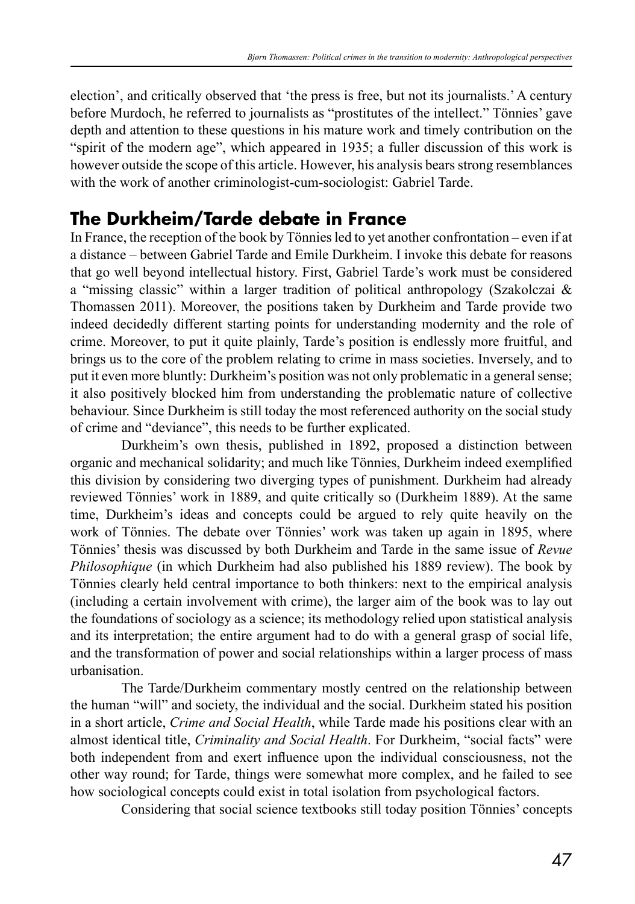election', and critically observed that 'the press is free, but not its journalists.' A century before Murdoch, he referred to journalists as "prostitutes of the intellect." Tönnies' gave depth and attention to these questions in his mature work and timely contribution on the "spirit of the modern age", which appeared in 1935; a fuller discussion of this work is however outside the scope of this article. However, his analysis bears strong resemblances with the work of another criminologist-cum-sociologist: Gabriel Tarde.

## The Durkheim/Tarde debate in France

In France, the reception of the book by Tönnies led to yet another confrontation – even if at a distance – between Gabriel Tarde and Emile Durkheim. I invoke this debate for reasons that go well beyond intellectual history. First, Gabriel Tarde's work must be considered a "missing classic" within a larger tradition of political anthropology (Szakolczai & Thomassen 2011). Moreover, the positions taken by Durkheim and Tarde provide two indeed decidedly different starting points for understanding modernity and the role of crime. Moreover, to put it quite plainly, Tarde's position is endlessly more fruitful, and brings us to the core of the problem relating to crime in mass societies. Inversely, and to put it even more bluntly: Durkheim's position was not only problematic in a general sense; it also positively blocked him from understanding the problematic nature of collective behaviour. Since Durkheim is still today the most referenced authority on the social study of crime and "deviance", this needs to be further explicated.

Durkheim's own thesis, published in 1892, proposed a distinction between organic and mechanical solidarity; and much like Tönnies, Durkheim indeed exemplified this division by considering two diverging types of punishment. Durkheim had already reviewed Tönnies' work in 1889, and quite critically so (Durkheim 1889). At the same time, Durkheim's ideas and concepts could be argued to rely quite heavily on the work of Tönnies. The debate over Tönnies' work was taken up again in 1895, where Tönnies' thesis was discussed by both Durkheim and Tarde in the same issue of *Revue Philosophique* (in which Durkheim had also published his 1889 review). The book by Tönnies clearly held central importance to both thinkers: next to the empirical analysis (including a certain involvement with crime), the larger aim of the book was to lay out the foundations of sociology as a science; its methodology relied upon statistical analysis and its interpretation; the entire argument had to do with a general grasp of social life, and the transformation of power and social relationships within a larger process of mass urbanisation.

The Tarde/Durkheim commentary mostly centred on the relationship between the human "will" and society, the individual and the social. Durkheim stated his position in a short article, *Crime and Social Health*, while Tarde made his positions clear with an almost identical title, *Criminality and Social Health*. For Durkheim, "social facts" were both independent from and exert influence upon the individual consciousness, not the other way round; for Tarde, things were somewhat more complex, and he failed to see how sociological concepts could exist in total isolation from psychological factors.

Considering that social science textbooks still today position Tönnies' concepts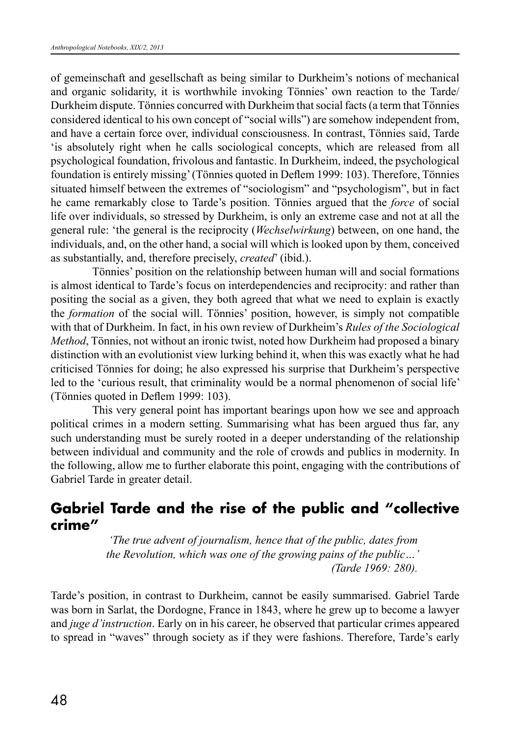of gemeinschaft and gesellschaft as being similar to Durkheim's notions of mechanical and organic solidarity, it is worthwhile invoking Tönnies' own reaction to the Tarde/ Durkheim dispute. Tönnies concurred with Durkheim that social facts (a term that Tönnies considered identical to his own concept of "social wills") are somehow independent from, and have a certain force over, individual consciousness. In contrast, Tönnies said, Tarde 'is absolutely right when he calls sociological concepts, which are released from all psychological foundation, frivolous and fantastic. In Durkheim, indeed, the psychological foundation is entirely missing' (Tönnies quoted in Deflem 1999: 103). Therefore, Tönnies situated himself between the extremes of "sociologism" and "psychologism", but in fact he came remarkably close to Tarde's position. Tönnies argued that the *force* of social life over individuals, so stressed by Durkheim, is only an extreme case and not at all the general rule: 'the general is the reciprocity (*Wechselwirkung*) between, on one hand, the individuals, and, on the other hand, a social will which is looked upon by them, conceived as substantially, and, therefore precisely, *created*' (ibid.).

Tönnies' position on the relationship between human will and social formations is almost identical to Tarde's focus on interdependencies and reciprocity: and rather than positing the social as a given, they both agreed that what we need to explain is exactly the *formation* of the social will. Tönnies' position, however, is simply not compatible with that of Durkheim. In fact, in his own review of Durkheim's *Rules of the Sociological Method*, Tönnies, not without an ironic twist, noted how Durkheim had proposed a binary distinction with an evolutionist view lurking behind it, when this was exactly what he had criticised Tönnies for doing; he also expressed his surprise that Durkheim's perspective led to the 'curious result, that criminality would be a normal phenomenon of social life' (Tönnies quoted in Deflem 1999: 103).

This very general point has important bearings upon how we see and approach political crimes in a modern setting. Summarising what has been argued thus far, any such understanding must be surely rooted in a deeper understanding of the relationship between individual and community and the role of crowds and publics in modernity. In the following, allow me to further elaborate this point, engaging with the contributions of Gabriel Tarde in greater detail.

## Gabriel Tarde and the rise of the public and "collective crime"

> *'The true advent of journalism, hence that of the public, dates from the Revolution, which was one of the growing pains of the public…'* *(Tarde 1969: 280).*

Tarde's position, in contrast to Durkheim, cannot be easily summarised. Gabriel Tarde was born in Sarlat, the Dordogne, France in 1843, where he grew up to become a lawyer and *juge d'instruction*. Early on in his career, he observed that particular crimes appeared to spread in "waves" through society as if they were fashions. Therefore, Tarde's early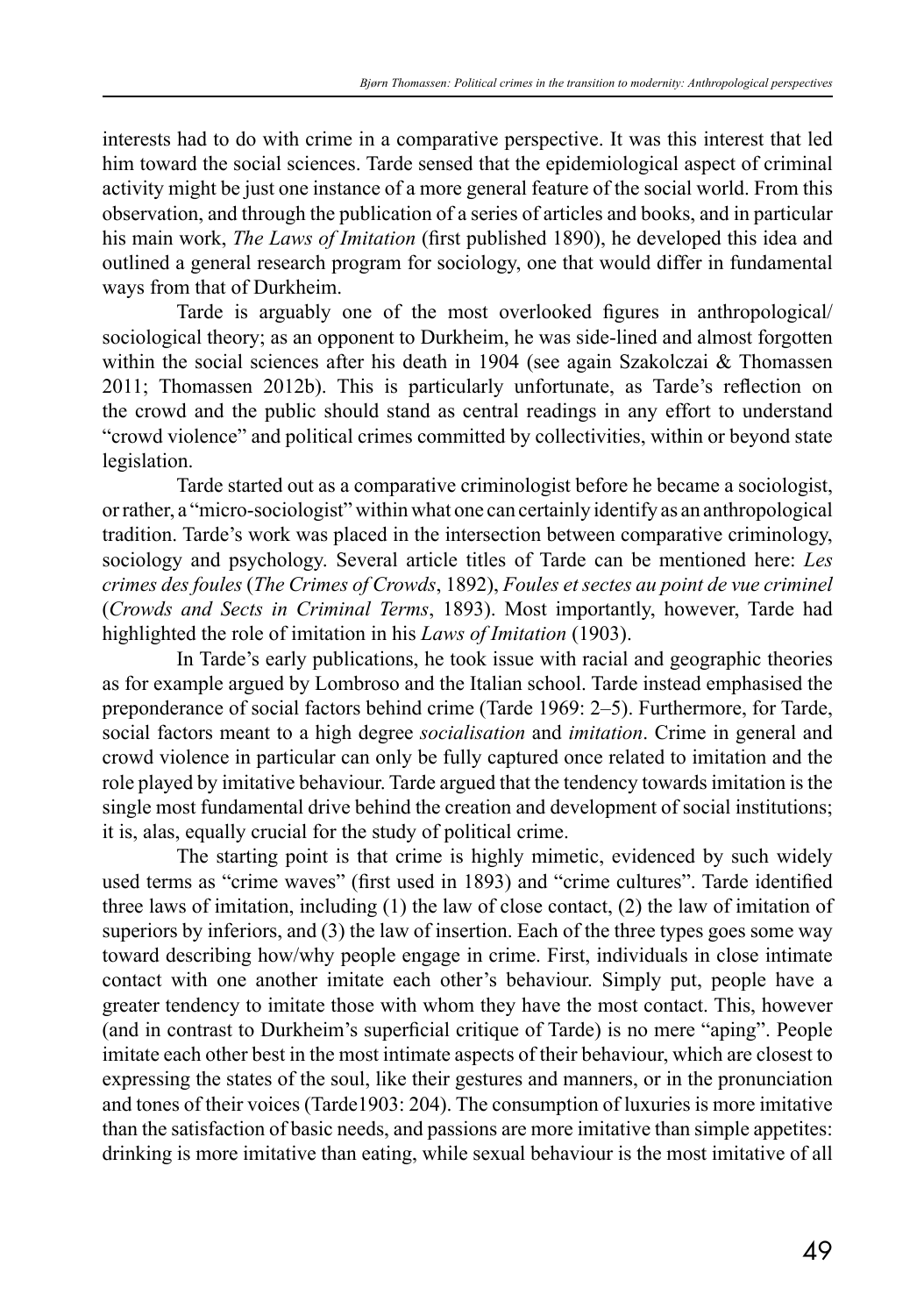interests had to do with crime in a comparative perspective. It was this interest that led him toward the social sciences. Tarde sensed that the epidemiological aspect of criminal activity might be just one instance of a more general feature of the social world. From this observation, and through the publication of a series of articles and books, and in particular his main work, *The Laws of Imitation* (first published 1890), he developed this idea and outlined a general research program for sociology, one that would differ in fundamental ways from that of Durkheim.

Tarde is arguably one of the most overlooked figures in anthropological/ sociological theory; as an opponent to Durkheim, he was side-lined and almost forgotten within the social sciences after his death in 1904 (see again Szakolczai & Thomassen 2011; Thomassen 2012b). This is particularly unfortunate, as Tarde's reflection on the crowd and the public should stand as central readings in any effort to understand "crowd violence" and political crimes committed by collectivities, within or beyond state legislation.

Tarde started out as a comparative criminologist before he became a sociologist, or rather, a "micro-sociologist" within what one can certainly identify as an anthropological tradition. Tarde's work was placed in the intersection between comparative criminology, sociology and psychology. Several article titles of Tarde can be mentioned here: *Les crimes des foules* (*The Crimes of Crowds*, 1892), *Foules et sectes au point de vue criminel* (*Crowds and Sects in Criminal Terms*, 1893). Most importantly, however, Tarde had highlighted the role of imitation in his *Laws of Imitation* (1903).

In Tarde's early publications, he took issue with racial and geographic theories as for example argued by Lombroso and the Italian school. Tarde instead emphasised the preponderance of social factors behind crime (Tarde 1969: 2–5). Furthermore, for Tarde, social factors meant to a high degree *socialisation* and *imitation*. Crime in general and crowd violence in particular can only be fully captured once related to imitation and the role played by imitative behaviour. Tarde argued that the tendency towards imitation is the single most fundamental drive behind the creation and development of social institutions; it is, alas, equally crucial for the study of political crime.

The starting point is that crime is highly mimetic, evidenced by such widely used terms as "crime waves" (first used in 1893) and "crime cultures". Tarde identified three laws of imitation, including (1) the law of close contact, (2) the law of imitation of superiors by inferiors, and (3) the law of insertion. Each of the three types goes some way toward describing how/why people engage in crime. First, individuals in close intimate contact with one another imitate each other's behaviour. Simply put, people have a greater tendency to imitate those with whom they have the most contact. This, however (and in contrast to Durkheim's superficial critique of Tarde) is no mere "aping". People imitate each other best in the most intimate aspects of their behaviour, which are closest to expressing the states of the soul, like their gestures and manners, or in the pronunciation and tones of their voices (Tarde1903: 204). The consumption of luxuries is more imitative than the satisfaction of basic needs, and passions are more imitative than simple appetites: drinking is more imitative than eating, while sexual behaviour is the most imitative of all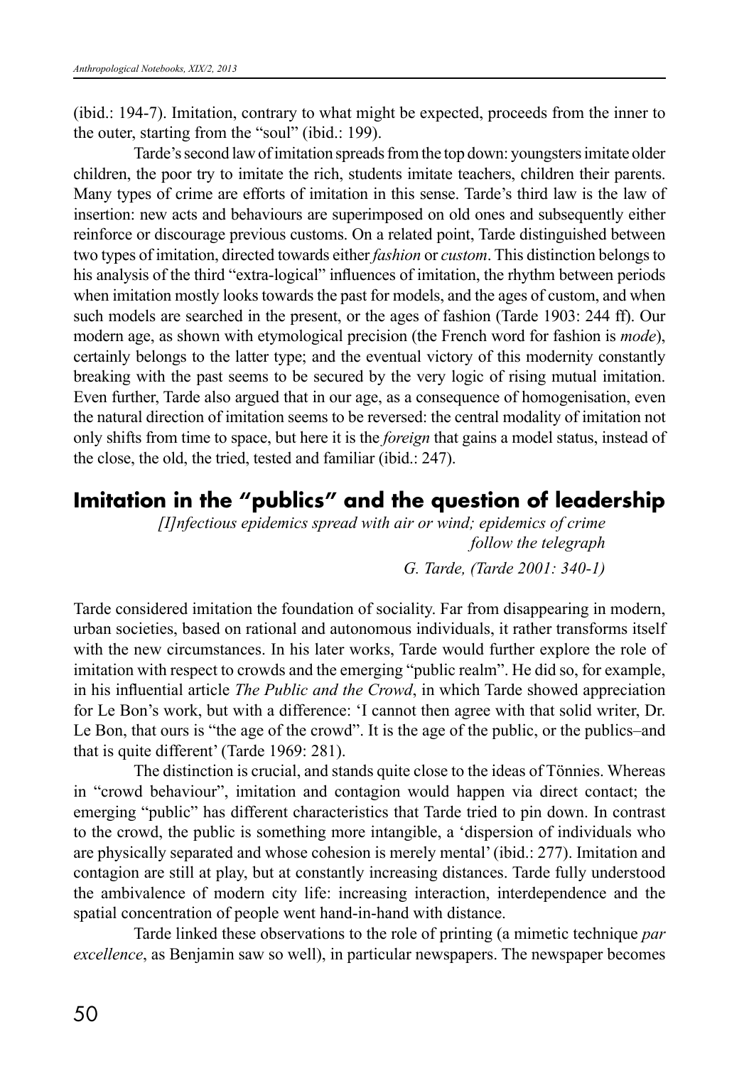(ibid.: 194-7). Imitation, contrary to what might be expected, proceeds from the inner to the outer, starting from the "soul" (ibid.: 199).

Tarde's second law of imitation spreads from the top down: youngsters imitate older children, the poor try to imitate the rich, students imitate teachers, children their parents. Many types of crime are efforts of imitation in this sense. Tarde's third law is the law of insertion: new acts and behaviours are superimposed on old ones and subsequently either reinforce or discourage previous customs. On a related point, Tarde distinguished between two types of imitation, directed towards either *fashion* or *custom*. This distinction belongs to his analysis of the third "extra-logical" influences of imitation, the rhythm between periods when imitation mostly looks towards the past for models, and the ages of custom, and when such models are searched in the present, or the ages of fashion (Tarde 1903: 244 ff). Our modern age, as shown with etymological precision (the French word for fashion is *mode*), certainly belongs to the latter type; and the eventual victory of this modernity constantly breaking with the past seems to be secured by the very logic of rising mutual imitation. Even further, Tarde also argued that in our age, as a consequence of homogenisation, even the natural direction of imitation seems to be reversed: the central modality of imitation not only shifts from time to space, but here it is the *foreign* that gains a model status, instead of the close, the old, the tried, tested and familiar (ibid.: 247).

## Imitation in the "publics" and the question of leadership

> *[I]nfectious epidemics spread with air or wind; epidemics of crime follow the telegraph*
>
> *G. Tarde, (Tarde 2001: 340-1)*

Tarde considered imitation the foundation of sociality. Far from disappearing in modern, urban societies, based on rational and autonomous individuals, it rather transforms itself with the new circumstances. In his later works, Tarde would further explore the role of imitation with respect to crowds and the emerging "public realm". He did so, for example, in his influential article *The Public and the Crowd*, in which Tarde showed appreciation for Le Bon's work, but with a difference: 'I cannot then agree with that solid writer, Dr. Le Bon, that ours is "the age of the crowd". It is the age of the public, or the publics–and that is quite different' (Tarde 1969: 281).

The distinction is crucial, and stands quite close to the ideas of Tönnies. Whereas in "crowd behaviour", imitation and contagion would happen via direct contact; the emerging "public" has different characteristics that Tarde tried to pin down. In contrast to the crowd, the public is something more intangible, a 'dispersion of individuals who are physically separated and whose cohesion is merely mental' (ibid.: 277). Imitation and contagion are still at play, but at constantly increasing distances. Tarde fully understood the ambivalence of modern city life: increasing interaction, interdependence and the spatial concentration of people went hand-in-hand with distance.

Tarde linked these observations to the role of printing (a mimetic technique *par excellence*, as Benjamin saw so well), in particular newspapers. The newspaper becomes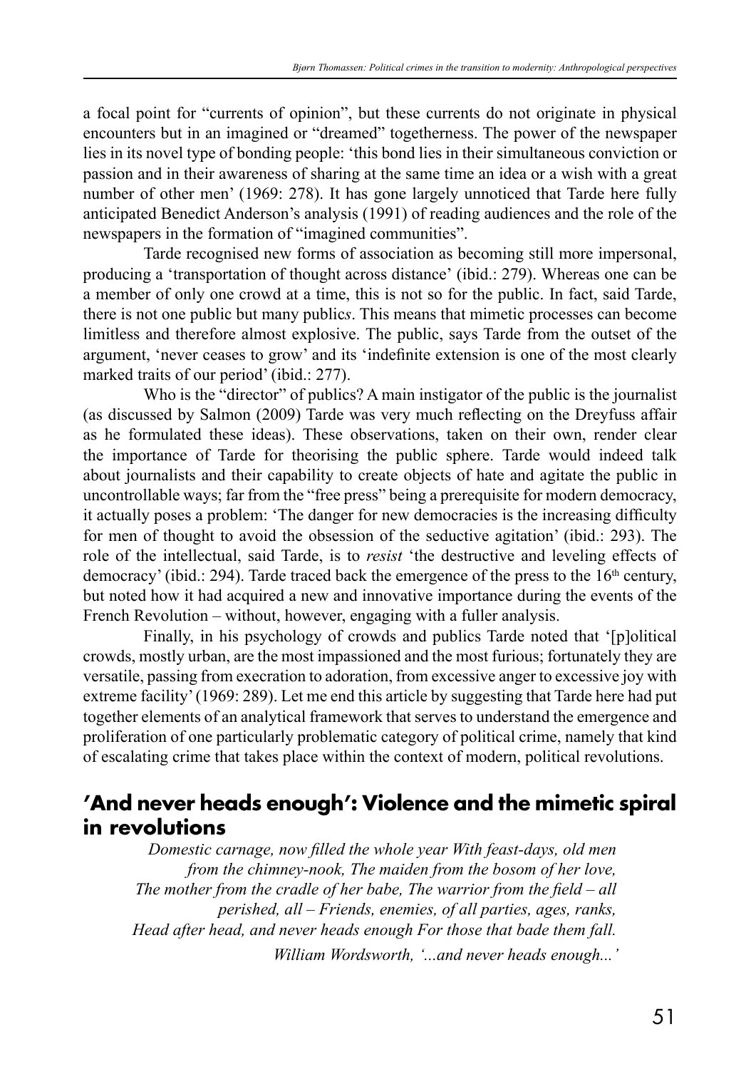a focal point for "currents of opinion", but these currents do not originate in physical encounters but in an imagined or "dreamed" togetherness. The power of the newspaper lies in its novel type of bonding people: 'this bond lies in their simultaneous conviction or passion and in their awareness of sharing at the same time an idea or a wish with a great number of other men' (1969: 278). It has gone largely unnoticed that Tarde here fully anticipated Benedict Anderson's analysis (1991) of reading audiences and the role of the newspapers in the formation of "imagined communities".

Tarde recognised new forms of association as becoming still more impersonal, producing a 'transportation of thought across distance' (ibid.: 279). Whereas one can be a member of only one crowd at a time, this is not so for the public. In fact, said Tarde, there is not one public but many public*s*. This means that mimetic processes can become limitless and therefore almost explosive. The public, says Tarde from the outset of the argument, 'never ceases to grow' and its 'indefinite extension is one of the most clearly marked traits of our period' (ibid.: 277).

Who is the "director" of publics? A main instigator of the public is the journalist (as discussed by Salmon (2009) Tarde was very much reflecting on the Dreyfuss affair as he formulated these ideas). These observations, taken on their own, render clear the importance of Tarde for theorising the public sphere. Tarde would indeed talk about journalists and their capability to create objects of hate and agitate the public in uncontrollable ways; far from the "free press" being a prerequisite for modern democracy, it actually poses a problem: 'The danger for new democracies is the increasing difficulty for men of thought to avoid the obsession of the seductive agitation' (ibid.: 293). The role of the intellectual, said Tarde, is to *resist* 'the destructive and leveling effects of democracy' (ibid.: 294). Tarde traced back the emergence of the press to the 16th century, but noted how it had acquired a new and innovative importance during the events of the French Revolution – without, however, engaging with a fuller analysis.

Finally, in his psychology of crowds and publics Tarde noted that '[p]olitical crowds, mostly urban, are the most impassioned and the most furious; fortunately they are versatile, passing from execration to adoration, from excessive anger to excessive joy with extreme facility' (1969: 289). Let me end this article by suggesting that Tarde here had put together elements of an analytical framework that serves to understand the emergence and proliferation of one particularly problematic category of political crime, namely that kind of escalating crime that takes place within the context of modern, political revolutions.

## 'And never heads enough': Violence and the mimetic spiral in revolutions

*Domestic carnage, now filled the whole year With feast-days, old men from the chimney-nook, The maiden from the bosom of her love, The mother from the cradle of her babe, The warrior from the field – all perished, all – Friends, enemies, of all parties, ages, ranks, Head after head, and never heads enough For those that bade them fall.*

*William Wordsworth, '...and never heads enough...'*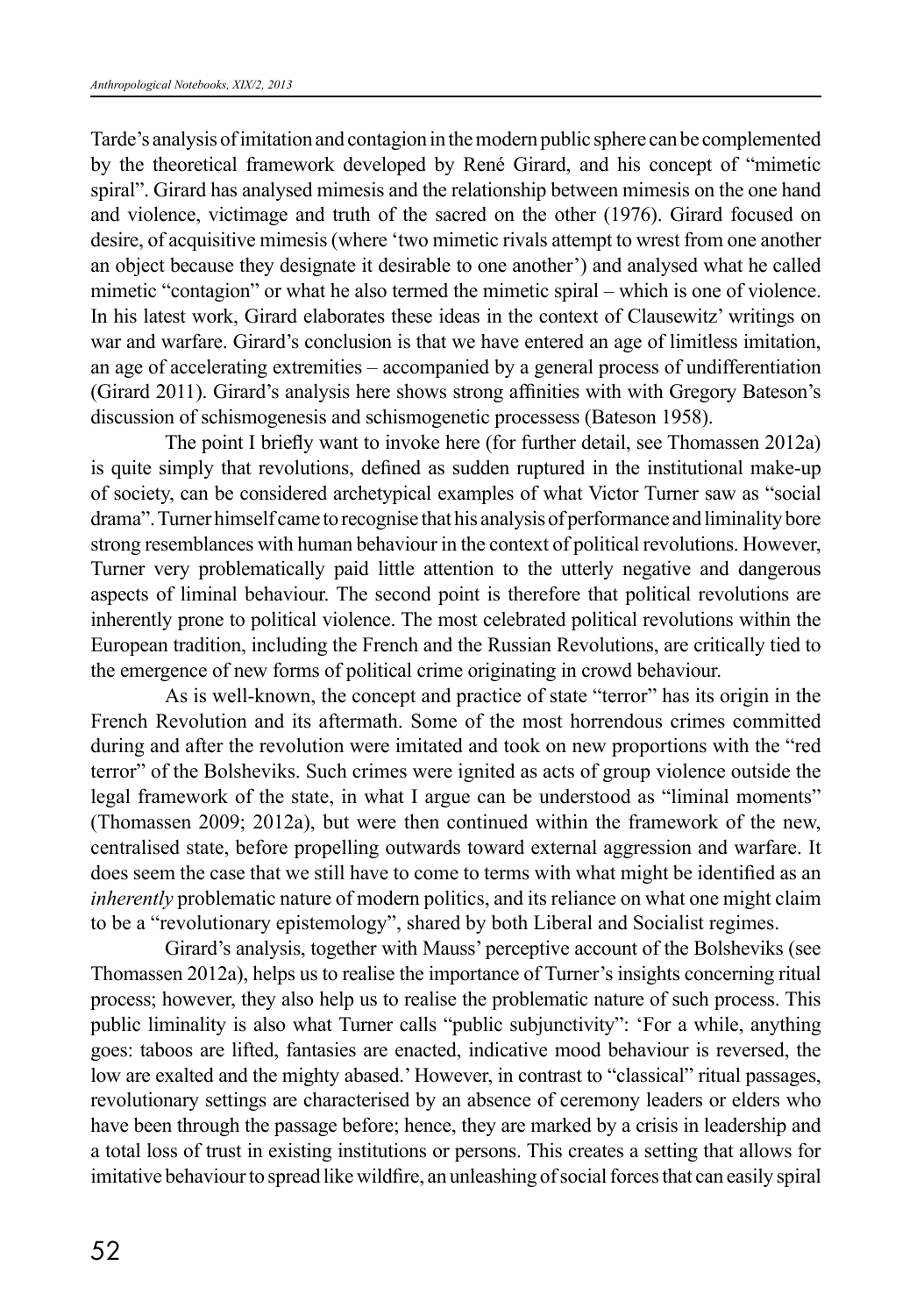Tarde's analysis of imitation and contagion in the modern public sphere can be complemented by the theoretical framework developed by René Girard, and his concept of "mimetic spiral". Girard has analysed mimesis and the relationship between mimesis on the one hand and violence, victimage and truth of the sacred on the other (1976). Girard focused on desire, of acquisitive mimesis (where 'two mimetic rivals attempt to wrest from one another an object because they designate it desirable to one another') and analysed what he called mimetic "contagion" or what he also termed the mimetic spiral – which is one of violence. In his latest work, Girard elaborates these ideas in the context of Clausewitz' writings on war and warfare. Girard's conclusion is that we have entered an age of limitless imitation, an age of accelerating extremities – accompanied by a general process of undifferentiation (Girard 2011). Girard's analysis here shows strong affinities with with Gregory Bateson's discussion of schismogenesis and schismogenetic processess (Bateson 1958).

The point I briefly want to invoke here (for further detail, see Thomassen 2012a) is quite simply that revolutions, defined as sudden ruptured in the institutional make-up of society, can be considered archetypical examples of what Victor Turner saw as "social drama". Turner himself came to recognise that his analysis of performance and liminality bore strong resemblances with human behaviour in the context of political revolutions. However, Turner very problematically paid little attention to the utterly negative and dangerous aspects of liminal behaviour. The second point is therefore that political revolutions are inherently prone to political violence. The most celebrated political revolutions within the European tradition, including the French and the Russian Revolutions, are critically tied to the emergence of new forms of political crime originating in crowd behaviour.

As is well-known, the concept and practice of state "terror" has its origin in the French Revolution and its aftermath. Some of the most horrendous crimes committed during and after the revolution were imitated and took on new proportions with the "red terror" of the Bolsheviks. Such crimes were ignited as acts of group violence outside the legal framework of the state, in what I argue can be understood as "liminal moments" (Thomassen 2009; 2012a), but were then continued within the framework of the new, centralised state, before propelling outwards toward external aggression and warfare. It does seem the case that we still have to come to terms with what might be identified as an *inherently* problematic nature of modern politics, and its reliance on what one might claim to be a "revolutionary epistemology", shared by both Liberal and Socialist regimes.

Girard's analysis, together with Mauss' perceptive account of the Bolsheviks (see Thomassen 2012a), helps us to realise the importance of Turner's insights concerning ritual process; however, they also help us to realise the problematic nature of such process. This public liminality is also what Turner calls "public subjunctivity": 'For a while, anything goes: taboos are lifted, fantasies are enacted, indicative mood behaviour is reversed, the low are exalted and the mighty abased.' However, in contrast to "classical" ritual passages, revolutionary settings are characterised by an absence of ceremony leaders or elders who have been through the passage before; hence, they are marked by a crisis in leadership and a total loss of trust in existing institutions or persons. This creates a setting that allows for imitative behaviour to spread like wildfire, an unleashing of social forces that can easily spiral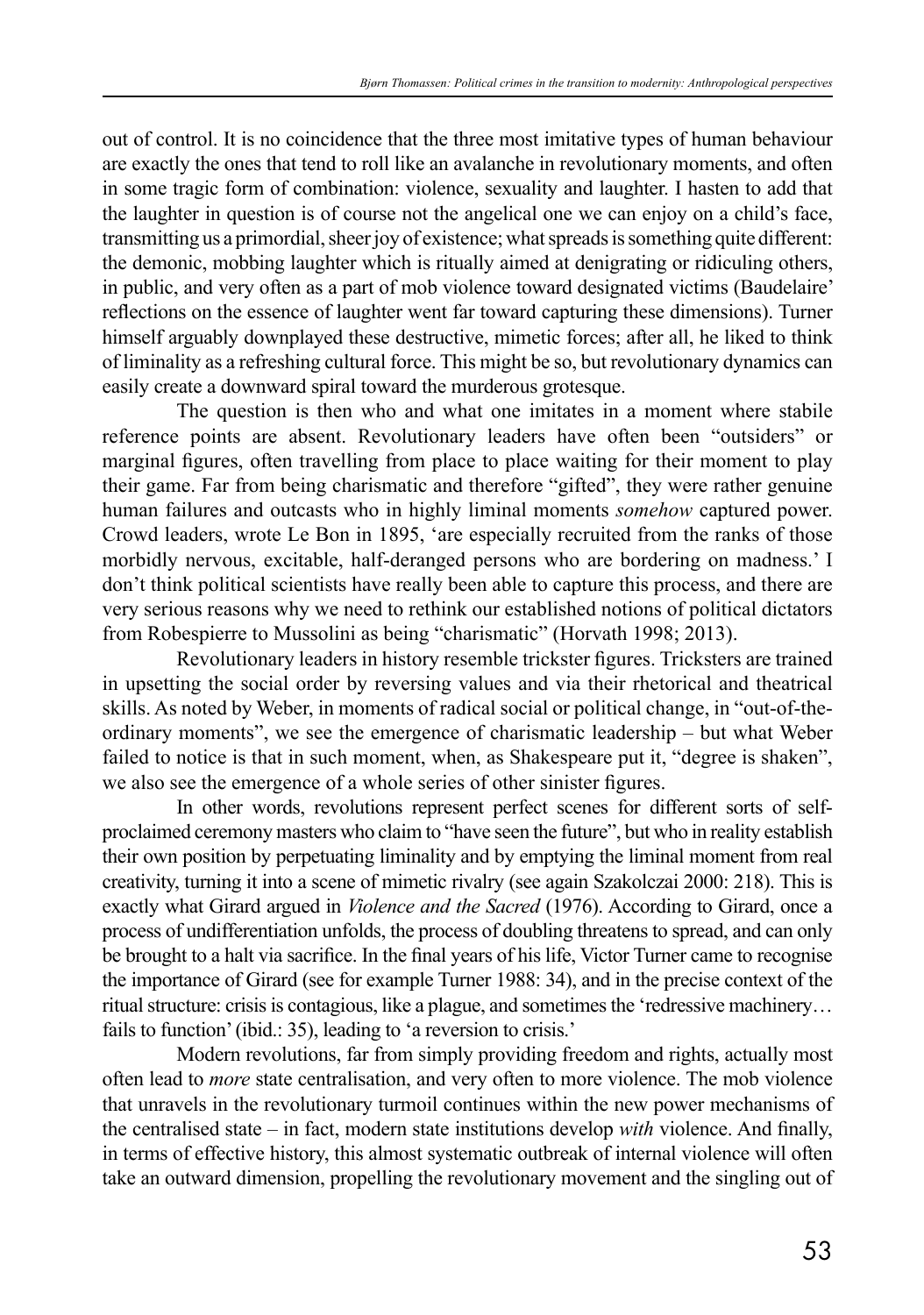out of control. It is no coincidence that the three most imitative types of human behaviour are exactly the ones that tend to roll like an avalanche in revolutionary moments, and often in some tragic form of combination: violence, sexuality and laughter. I hasten to add that the laughter in question is of course not the angelical one we can enjoy on a child's face, transmitting us a primordial, sheer joy of existence; what spreads is something quite different: the demonic, mobbing laughter which is ritually aimed at denigrating or ridiculing others, in public, and very often as a part of mob violence toward designated victims (Baudelaire' reflections on the essence of laughter went far toward capturing these dimensions). Turner himself arguably downplayed these destructive, mimetic forces; after all, he liked to think of liminality as a refreshing cultural force. This might be so, but revolutionary dynamics can easily create a downward spiral toward the murderous grotesque.

The question is then who and what one imitates in a moment where stabile reference points are absent. Revolutionary leaders have often been "outsiders" or marginal figures, often travelling from place to place waiting for their moment to play their game. Far from being charismatic and therefore "gifted", they were rather genuine human failures and outcasts who in highly liminal moments *somehow* captured power. Crowd leaders, wrote Le Bon in 1895, 'are especially recruited from the ranks of those morbidly nervous, excitable, half-deranged persons who are bordering on madness.' I don't think political scientists have really been able to capture this process, and there are very serious reasons why we need to rethink our established notions of political dictators from Robespierre to Mussolini as being "charismatic" (Horvath 1998; 2013).

Revolutionary leaders in history resemble trickster figures. Tricksters are trained in upsetting the social order by reversing values and via their rhetorical and theatrical skills. As noted by Weber, in moments of radical social or political change, in "out-of-the-ordinary moments", we see the emergence of charismatic leadership – but what Weber failed to notice is that in such moment, when, as Shakespeare put it, "degree is shaken", we also see the emergence of a whole series of other sinister figures.

In other words, revolutions represent perfect scenes for different sorts of self-proclaimed ceremony masters who claim to "have seen the future", but who in reality establish their own position by perpetuating liminality and by emptying the liminal moment from real creativity, turning it into a scene of mimetic rivalry (see again Szakolczai 2000: 218). This is exactly what Girard argued in *Violence and the Sacred* (1976). According to Girard, once a process of undifferentiation unfolds, the process of doubling threatens to spread, and can only be brought to a halt via sacrifice. In the final years of his life, Victor Turner came to recognise the importance of Girard (see for example Turner 1988: 34), and in the precise context of the ritual structure: crisis is contagious, like a plague, and sometimes the 'redressive machinery… fails to function' (ibid.: 35), leading to 'a reversion to crisis.'

Modern revolutions, far from simply providing freedom and rights, actually most often lead to *more* state centralisation, and very often to more violence. The mob violence that unravels in the revolutionary turmoil continues within the new power mechanisms of the centralised state – in fact, modern state institutions develop *with* violence. And finally, in terms of effective history, this almost systematic outbreak of internal violence will often take an outward dimension, propelling the revolutionary movement and the singling out of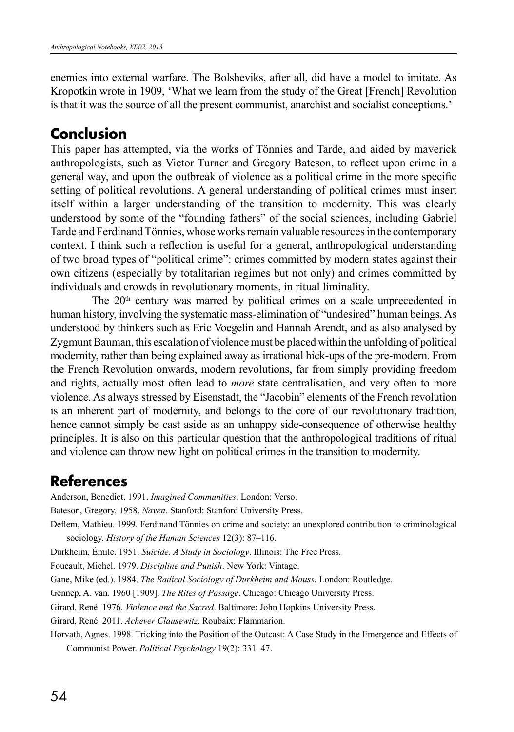enemies into external warfare. The Bolsheviks, after all, did have a model to imitate. As Kropotkin wrote in 1909, 'What we learn from the study of the Great [French] Revolution is that it was the source of all the present communist, anarchist and socialist conceptions.'

## Conclusion

This paper has attempted, via the works of Tönnies and Tarde, and aided by maverick anthropologists, such as Victor Turner and Gregory Bateson, to reflect upon crime in a general way, and upon the outbreak of violence as a political crime in the more specific setting of political revolutions. A general understanding of political crimes must insert itself within a larger understanding of the transition to modernity. This was clearly understood by some of the "founding fathers" of the social sciences, including Gabriel Tarde and Ferdinand Tönnies, whose works remain valuable resources in the contemporary context. I think such a reflection is useful for a general, anthropological understanding of two broad types of "political crime": crimes committed by modern states against their own citizens (especially by totalitarian regimes but not only) and crimes committed by individuals and crowds in revolutionary moments, in ritual liminality.

The 20th century was marred by political crimes on a scale unprecedented in human history, involving the systematic mass-elimination of "undesired" human beings. As understood by thinkers such as Eric Voegelin and Hannah Arendt, and as also analysed by Zygmunt Bauman, this escalation of violence must be placed within the unfolding of political modernity, rather than being explained away as irrational hick-ups of the pre-modern. From the French Revolution onwards, modern revolutions, far from simply providing freedom and rights, actually most often lead to *more* state centralisation, and very often to more violence. As always stressed by Eisenstadt, the "Jacobin" elements of the French revolution is an inherent part of modernity, and belongs to the core of our revolutionary tradition, hence cannot simply be cast aside as an unhappy side-consequence of otherwise healthy principles. It is also on this particular question that the anthropological traditions of ritual and violence can throw new light on political crimes in the transition to modernity.

## References

Anderson, Benedict. 1991. *Imagined Communities*. London: Verso.

Bateson, Gregory. 1958. *Naven*. Stanford: Stanford University Press.

Deflem, Mathieu. 1999. Ferdinand Tönnies on crime and society: an unexplored contribution to criminological sociology. *History of the Human Sciences* 12(3): 87–116.

Durkheim, Émile. 1951. *Suicide. A Study in Sociology*. Illinois: The Free Press.

Foucault, Michel. 1979. *Discipline and Punish*. New York: Vintage.

Gane, Mike (ed.). 1984. *The Radical Sociology of Durkheim and Mauss*. London: Routledge.

Gennep, A. van. 1960 [1909]. *The Rites of Passage*. Chicago: Chicago University Press.

Girard, René. 1976. *Violence and the Sacred*. Baltimore: John Hopkins University Press.

Girard, René. 2011. *Achever Clausewitz*. Roubaix: Flammarion.

Horvath, Agnes. 1998. Tricking into the Position of the Outcast: A Case Study in the Emergence and Effects of Communist Power. *Political Psychology* 19(2): 331–47.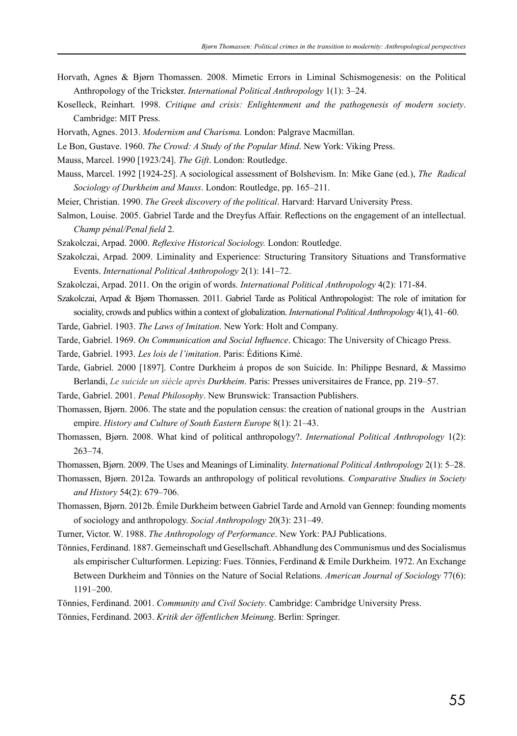Horvath, Agnes & Bjørn Thomassen. 2008. Mimetic Errors in Liminal Schismogenesis: on the Political Anthropology of the Trickster. *International Political Anthropology* 1(1): 3–24.

Koselleck, Reinhart. 1998. *Critique and crisis: Enlightenment and the pathogenesis of modern society*. Cambridge: MIT Press.

Horvath, Agnes. 2013. *Modernism and Charisma.* London: Palgrave Macmillan.

Le Bon, Gustave. 1960. *The Crowd: A Study of the Popular Mind*. New York: Viking Press.

Mauss, Marcel. 1990 [1923/24]. *The Gift*. London: Routledge.

Mauss, Marcel. 1992 [1924-25]. A sociological assessment of Bolshevism. In: Mike Gane (ed.), *The Radical Sociology of Durkheim and Mauss*. London: Routledge, pp. 165–211.

Meier, Christian. 1990. *The Greek discovery of the political*. Harvard: Harvard University Press.

Salmon, Louise. 2005. Gabriel Tarde and the Dreyfus Affair. Reflections on the engagement of an intellectual. *Champ pénal/Penal field* 2.

Szakolczai, Arpad. 2000. *Reflexive Historical Sociology.* London: Routledge.

Szakolczai, Arpad. 2009. Liminality and Experience: Structuring Transitory Situations and Transformative Events. *International Political Anthropology* 2(1): 141–72.

Szakolczai, Arpad. 2011. On the origin of words. *International Political Anthropology* 4(2): 171-84.

Szakolczai, Arpad & Bjørn Thomassen. 2011. Gabriel Tarde as Political Anthropologist: The role of imitation for sociality, crowds and publics within a context of globalization. *International Political Anthropology* 4(1), 41–60.

Tarde, Gabriel. 1903. *The Laws of Imitation*. New York: Holt and Company.

Tarde, Gabriel. 1969. *On Communication and Social Influence*. Chicago: The University of Chicago Press.

Tarde, Gabriel. 1993. *Les lois de l'imitation*. Paris: Éditions Kimé.

Tarde, Gabriel. 2000 [1897]. Contre Durkheim á propos de son Suicide. In: Philippe Besnard, & Massimo Berlandi, *Le suicide un siècle après Durkheim*. Paris: Presses universitaires de France, pp. 219–57.

Tarde, Gabriel. 2001. *Penal Philosophy*. New Brunswick: Transaction Publishers.

Thomassen, Bjørn. 2006. The state and the population census: the creation of national groups in the Austrian empire. *History and Culture of South Eastern Europe* 8(1): 21–43.

Thomassen, Bjørn. 2008. What kind of political anthropology?. *International Political Anthropology* 1(2): 263–74.

Thomassen, Bjørn. 2009. The Uses and Meanings of Liminality. *International Political Anthropology* 2(1): 5–28.

Thomassen, Bjørn. 2012a. Towards an anthropology of political revolutions. *Comparative Studies in Society and History* 54(2): 679–706.

Thomassen, Bjørn. 2012b. Émile Durkheim between Gabriel Tarde and Arnold van Gennep: founding moments of sociology and anthropology. *Social Anthropology* 20(3): 231–49.

Turner, Victor. W. 1988. *The Anthropology of Performance*. New York: PAJ Publications.

Tönnies, Ferdinand. 1887. Gemeinschaft und Gesellschaft. Abhandlung des Communismus und des Socialismus als empirischer Culturformen. Lepizing: Fues. Tönnies, Ferdinand & Emile Durkheim. 1972. An Exchange Between Durkheim and Tönnies on the Nature of Social Relations. *American Journal of Sociology* 77(6): 1191–200.

Tönnies, Ferdinand. 2001. *Community and Civil Society*. Cambridge: Cambridge University Press.

Tönnies, Ferdinand. 2003. *Kritik der öffentlichen Meinung*. Berlin: Springer.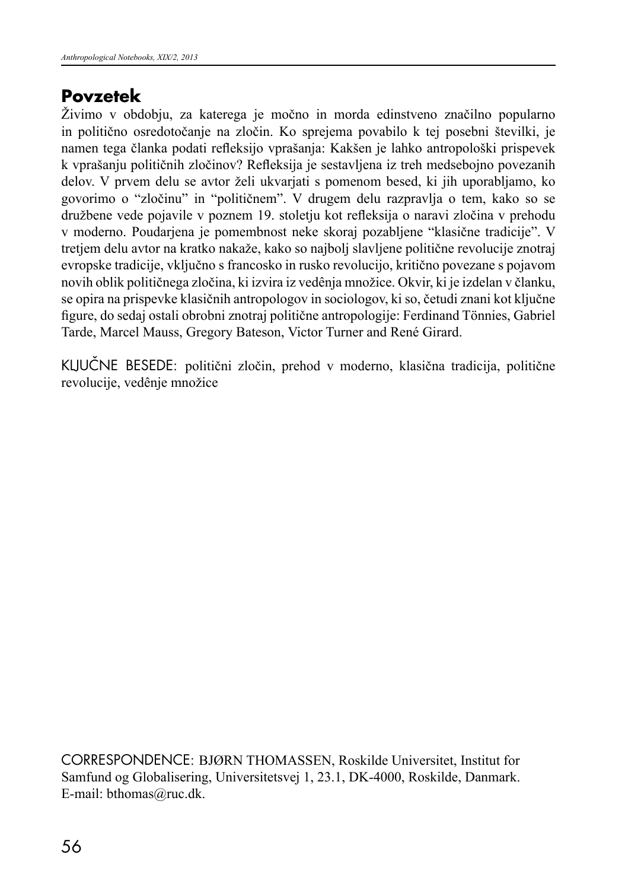## Povzetek

Živimo v obdobju, za katerega je močno in morda edinstveno značilno popularno in politično osredotočanje na zločin. Ko sprejema povabilo k tej posebni številki, je namen tega članka podati refleksijo vprašanja: Kakšen je lahko antropološki prispevek k vprašanju političnih zločinov? Refleksija je sestavljena iz treh medsebojno povezanih delov. V prvem delu se avtor želi ukvarjati s pomenom besed, ki jih uporabljamo, ko govorimo o "zločinu" in "političnem". V drugem delu razpravlja o tem, kako so se družbene vede pojavile v poznem 19. stoletju kot refleksija o naravi zločina v prehodu v moderno. Poudarjena je pomembnost neke skoraj pozabljene "klasične tradicije". V tretjem delu avtor na kratko nakaže, kako so najbolj slavljene politične revolucije znotraj evropske tradicije, vključno s francosko in rusko revolucijo, kritično povezane s pojavom novih oblik političnega zločina, ki izvira iz vedênja množice. Okvir, ki je izdelan v članku, se opira na prispevke klasičnih antropologov in sociologov, ki so, četudi znani kot ključne figure, do sedaj ostali obrobni znotraj politične antropologije: Ferdinand Tönnies, Gabriel Tarde, Marcel Mauss, Gregory Bateson, Victor Turner and René Girard.

KLJUČNE BESEDE: politični zločin, prehod v moderno, klasična tradicija, politične revolucije, vedênje množice

CORRESPONDENCE: BJØRN THOMASSEN, Roskilde Universitet, Institut for Samfund og Globalisering, Universitetsvej 1, 23.1, DK-4000, Roskilde, Danmark. E-mail: bthomas@ruc.dk.